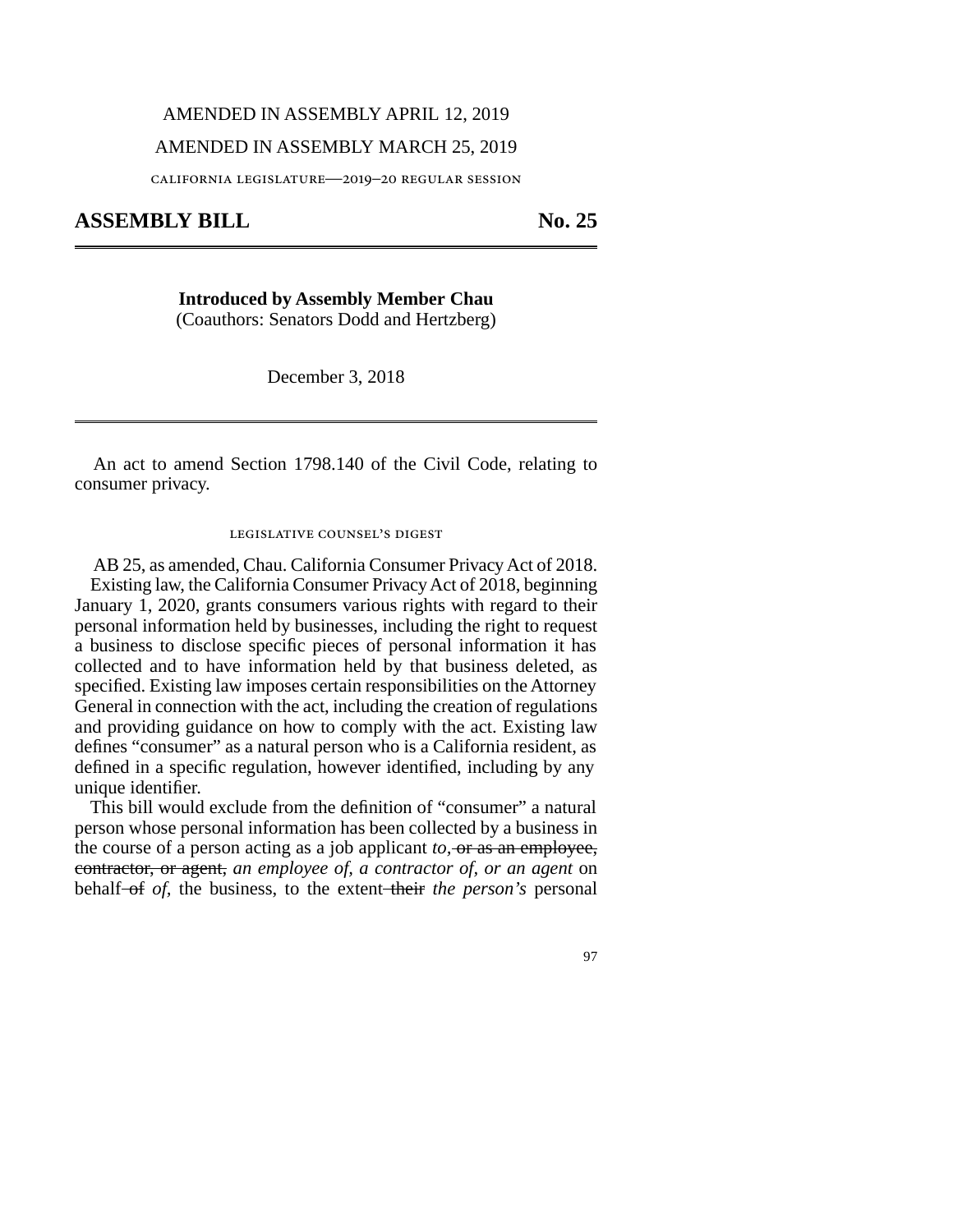AMENDED IN ASSEMBLY APRIL 12, 2019

AMENDED IN ASSEMBLY MARCH 25, 2019

CALIFORNIA LEGISLATURE—2019–20 REGULAR SESSION

# ASSEMBLY BILL No. 25

**Introduced by Assembly Member Chau**
(Coauthors: Senators Dodd and Hertzberg)

December 3, 2018

An act to amend Section 1798.140 of the Civil Code, relating to consumer privacy.

LEGISLATIVE COUNSEL'S DIGEST

AB 25, as amended, Chau. California Consumer Privacy Act of 2018.

Existing law, the California Consumer Privacy Act of 2018, beginning January 1, 2020, grants consumers various rights with regard to their personal information held by businesses, including the right to request a business to disclose specific pieces of personal information it has collected and to have information held by that business deleted, as specified. Existing law imposes certain responsibilities on the Attorney General in connection with the act, including the creation of regulations and providing guidance on how to comply with the act. Existing law defines "consumer" as a natural person who is a California resident, as defined in a specific regulation, however identified, including by any unique identifier.

This bill would exclude from the definition of "consumer" a natural person whose personal information has been collected by a business in the course of a person acting as a job applicant *to,* ~~or as an employee, contractor, or agent,~~ *an employee of, a contractor of, or an agent* on behalf ~~of~~ *of,* the business, to the extent ~~their~~ *the person's* personal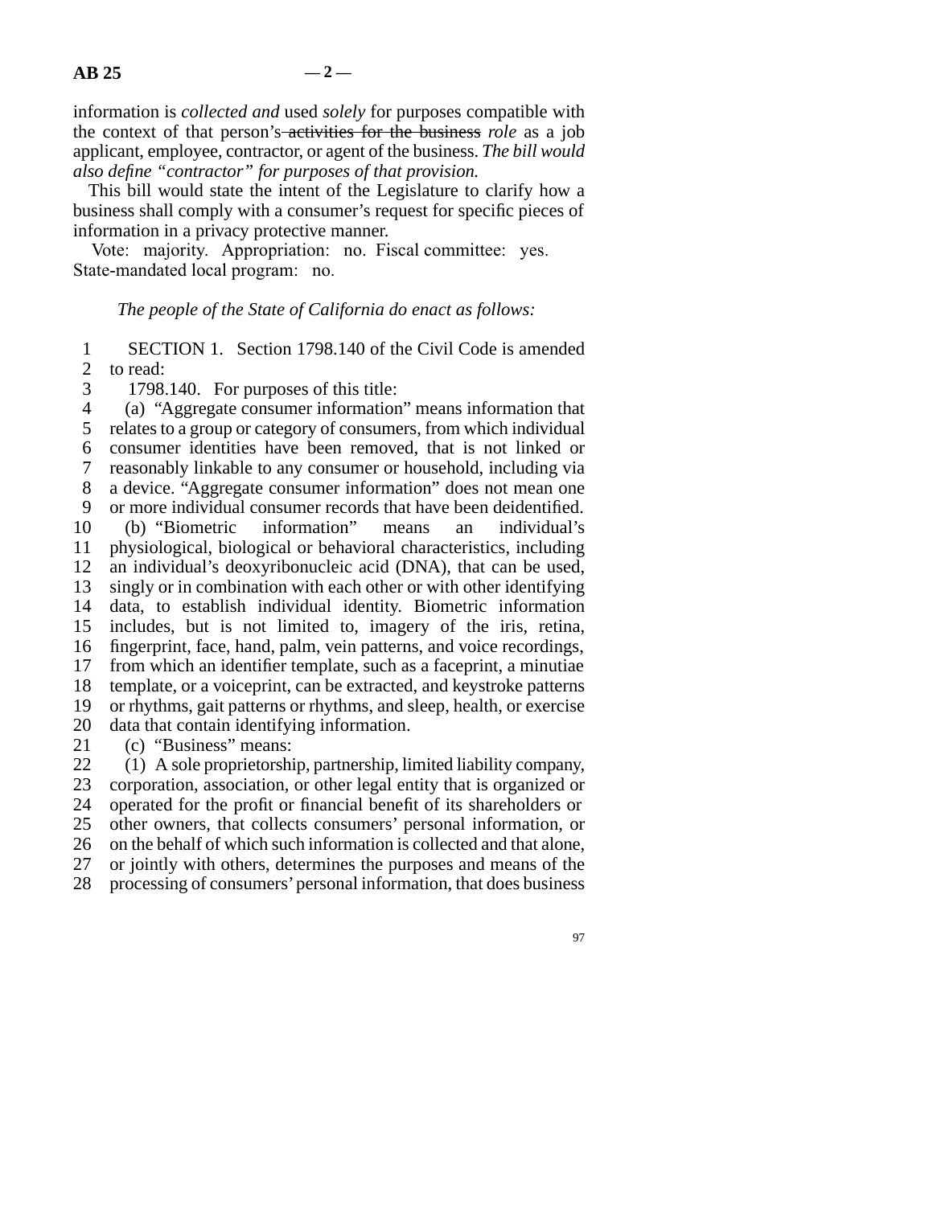information is *collected and* used *solely* for purposes compatible with the context of that person's ~~activities for the business~~ *role* as a job applicant, employee, contractor, or agent of the business. *The bill would also define "contractor" for purposes of that provision.*

This bill would state the intent of the Legislature to clarify how a business shall comply with a consumer's request for specific pieces of information in a privacy protective manner.

Vote: majority. Appropriation: no. Fiscal committee: yes. State-mandated local program: no.

*The people of the State of California do enact as follows:*

1 SECTION 1. Section 1798.140 of the Civil Code is amended
2 to read:
3 1798.140. For purposes of this title:
4 (a) "Aggregate consumer information" means information that
5 relates to a group or category of consumers, from which individual
6 consumer identities have been removed, that is not linked or
7 reasonably linkable to any consumer or household, including via
8 a device. "Aggregate consumer information" does not mean one
9 or more individual consumer records that have been deidentified.
10 (b) "Biometric information" means an individual's
11 physiological, biological or behavioral characteristics, including
12 an individual's deoxyribonucleic acid (DNA), that can be used,
13 singly or in combination with each other or with other identifying
14 data, to establish individual identity. Biometric information
15 includes, but is not limited to, imagery of the iris, retina,
16 fingerprint, face, hand, palm, vein patterns, and voice recordings,
17 from which an identifier template, such as a faceprint, a minutiae
18 template, or a voiceprint, can be extracted, and keystroke patterns
19 or rhythms, gait patterns or rhythms, and sleep, health, or exercise
20 data that contain identifying information.
21 (c) "Business" means:
22 (1) A sole proprietorship, partnership, limited liability company,
23 corporation, association, or other legal entity that is organized or
24 operated for the profit or financial benefit of its shareholders or
25 other owners, that collects consumers' personal information, or
26 on the behalf of which such information is collected and that alone,
27 or jointly with others, determines the purposes and means of the
28 processing of consumers' personal information, that does business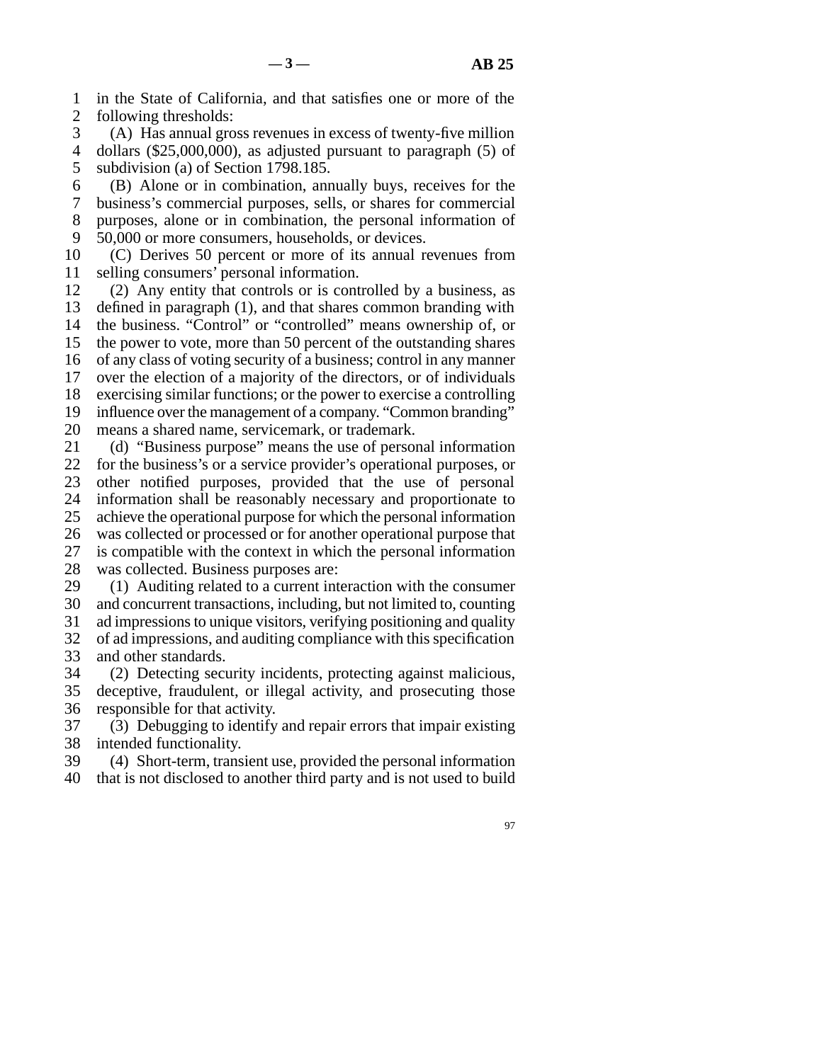in the State of California, and that satisfies one or more of the following thresholds:

(A) Has annual gross revenues in excess of twenty-five million dollars ($25,000,000), as adjusted pursuant to paragraph (5) of subdivision (a) of Section 1798.185.

(B) Alone or in combination, annually buys, receives for the business's commercial purposes, sells, or shares for commercial purposes, alone or in combination, the personal information of 50,000 or more consumers, households, or devices.

(C) Derives 50 percent or more of its annual revenues from selling consumers' personal information.

(2) Any entity that controls or is controlled by a business, as defined in paragraph (1), and that shares common branding with the business. "Control" or "controlled" means ownership of, or the power to vote, more than 50 percent of the outstanding shares of any class of voting security of a business; control in any manner over the election of a majority of the directors, or of individuals exercising similar functions; or the power to exercise a controlling influence over the management of a company. "Common branding" means a shared name, servicemark, or trademark.

(d) "Business purpose" means the use of personal information for the business's or a service provider's operational purposes, or other notified purposes, provided that the use of personal information shall be reasonably necessary and proportionate to achieve the operational purpose for which the personal information was collected or processed or for another operational purpose that is compatible with the context in which the personal information was collected. Business purposes are:

(1) Auditing related to a current interaction with the consumer and concurrent transactions, including, but not limited to, counting ad impressions to unique visitors, verifying positioning and quality of ad impressions, and auditing compliance with this specification and other standards.

(2) Detecting security incidents, protecting against malicious, deceptive, fraudulent, or illegal activity, and prosecuting those responsible for that activity.

(3) Debugging to identify and repair errors that impair existing intended functionality.

(4) Short-term, transient use, provided the personal information that is not disclosed to another third party and is not used to build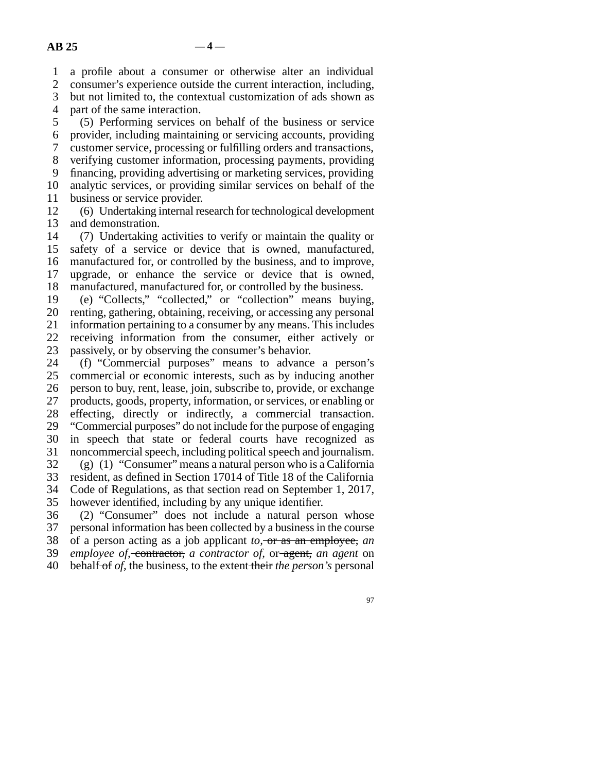a profile about a consumer or otherwise alter an individual consumer's experience outside the current interaction, including, but not limited to, the contextual customization of ads shown as part of the same interaction.

(5) Performing services on behalf of the business or service provider, including maintaining or servicing accounts, providing customer service, processing or fulfilling orders and transactions, verifying customer information, processing payments, providing financing, providing advertising or marketing services, providing analytic services, or providing similar services on behalf of the business or service provider.

(6) Undertaking internal research for technological development and demonstration.

(7) Undertaking activities to verify or maintain the quality or safety of a service or device that is owned, manufactured, manufactured for, or controlled by the business, and to improve, upgrade, or enhance the service or device that is owned, manufactured, manufactured for, or controlled by the business.

(e) "Collects," "collected," or "collection" means buying, renting, gathering, obtaining, receiving, or accessing any personal information pertaining to a consumer by any means. This includes receiving information from the consumer, either actively or passively, or by observing the consumer's behavior.

(f) "Commercial purposes" means to advance a person's commercial or economic interests, such as by inducing another person to buy, rent, lease, join, subscribe to, provide, or exchange products, goods, property, information, or services, or enabling or effecting, directly or indirectly, a commercial transaction. "Commercial purposes" do not include for the purpose of engaging in speech that state or federal courts have recognized as noncommercial speech, including political speech and journalism.

(g) (1) "Consumer" means a natural person who is a California resident, as defined in Section 17014 of Title 18 of the California Code of Regulations, as that section read on September 1, 2017, however identified, including by any unique identifier.

(2) "Consumer" does not include a natural person whose personal information has been collected by a business in the course of a person acting as a job applicant *to,* ~~or as an employee,~~ *an employee of,* ~~contractor,~~ *a contractor of,* or ~~agent,~~ *an agent* on behalf ~~of~~ *of,* the business, to the extent ~~their~~ *the person's* personal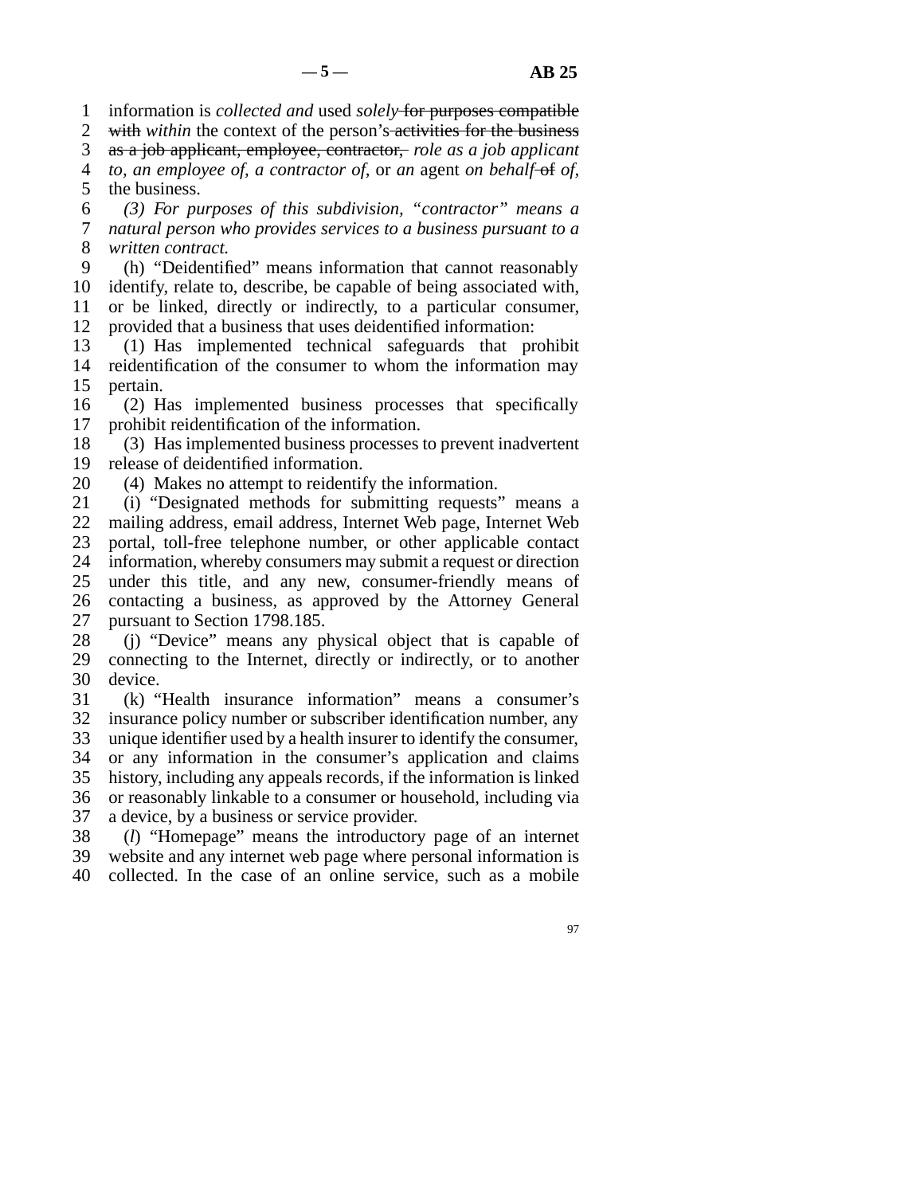information is *collected and* used *solely* ~~for purposes compatible with~~ *within* the context of the person's ~~activities for the business as a job applicant, employee, contractor,~~ *role as a job applicant to, an employee of, a contractor of,* or *an* agent *on behalf* ~~of~~ *of,* the business.

*(3) For purposes of this subdivision, "contractor" means a natural person who provides services to a business pursuant to a written contract.*

(h) "Deidentified" means information that cannot reasonably identify, relate to, describe, be capable of being associated with, or be linked, directly or indirectly, to a particular consumer, provided that a business that uses deidentified information:

(1) Has implemented technical safeguards that prohibit reidentification of the consumer to whom the information may pertain.

(2) Has implemented business processes that specifically prohibit reidentification of the information.

(3) Has implemented business processes to prevent inadvertent release of deidentified information.

(4) Makes no attempt to reidentify the information.

(i) "Designated methods for submitting requests" means a mailing address, email address, Internet Web page, Internet Web portal, toll-free telephone number, or other applicable contact information, whereby consumers may submit a request or direction under this title, and any new, consumer-friendly means of contacting a business, as approved by the Attorney General pursuant to Section 1798.185.

(j) "Device" means any physical object that is capable of connecting to the Internet, directly or indirectly, or to another device.

(k) "Health insurance information" means a consumer's insurance policy number or subscriber identification number, any unique identifier used by a health insurer to identify the consumer, or any information in the consumer's application and claims history, including any appeals records, if the information is linked or reasonably linkable to a consumer or household, including via a device, by a business or service provider.

(*l*) "Homepage" means the introductory page of an internet website and any internet web page where personal information is collected. In the case of an online service, such as a mobile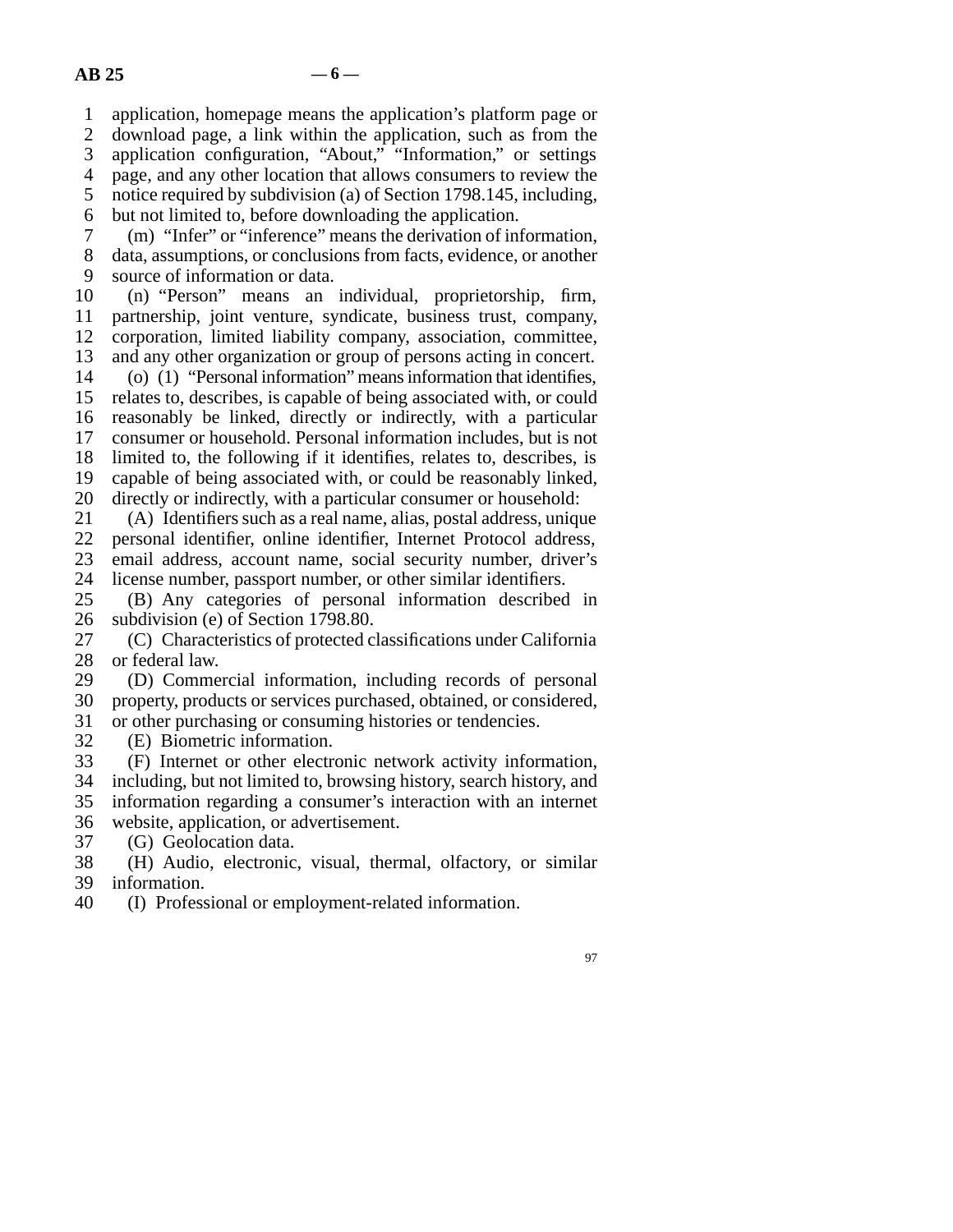application, homepage means the application's platform page or download page, a link within the application, such as from the application configuration, "About," "Information," or settings page, and any other location that allows consumers to review the notice required by subdivision (a) of Section 1798.145, including, but not limited to, before downloading the application.

(m) "Infer" or "inference" means the derivation of information, data, assumptions, or conclusions from facts, evidence, or another source of information or data.

(n) "Person" means an individual, proprietorship, firm, partnership, joint venture, syndicate, business trust, company, corporation, limited liability company, association, committee, and any other organization or group of persons acting in concert.

(o) (1) "Personal information" means information that identifies, relates to, describes, is capable of being associated with, or could reasonably be linked, directly or indirectly, with a particular consumer or household. Personal information includes, but is not limited to, the following if it identifies, relates to, describes, is capable of being associated with, or could be reasonably linked, directly or indirectly, with a particular consumer or household:

(A) Identifiers such as a real name, alias, postal address, unique personal identifier, online identifier, Internet Protocol address, email address, account name, social security number, driver's license number, passport number, or other similar identifiers.

(B) Any categories of personal information described in subdivision (e) of Section 1798.80.

(C) Characteristics of protected classifications under California or federal law.

(D) Commercial information, including records of personal property, products or services purchased, obtained, or considered, or other purchasing or consuming histories or tendencies.

(E) Biometric information.

(F) Internet or other electronic network activity information, including, but not limited to, browsing history, search history, and information regarding a consumer's interaction with an internet website, application, or advertisement.

(G) Geolocation data.

(H) Audio, electronic, visual, thermal, olfactory, or similar information.

(I) Professional or employment-related information.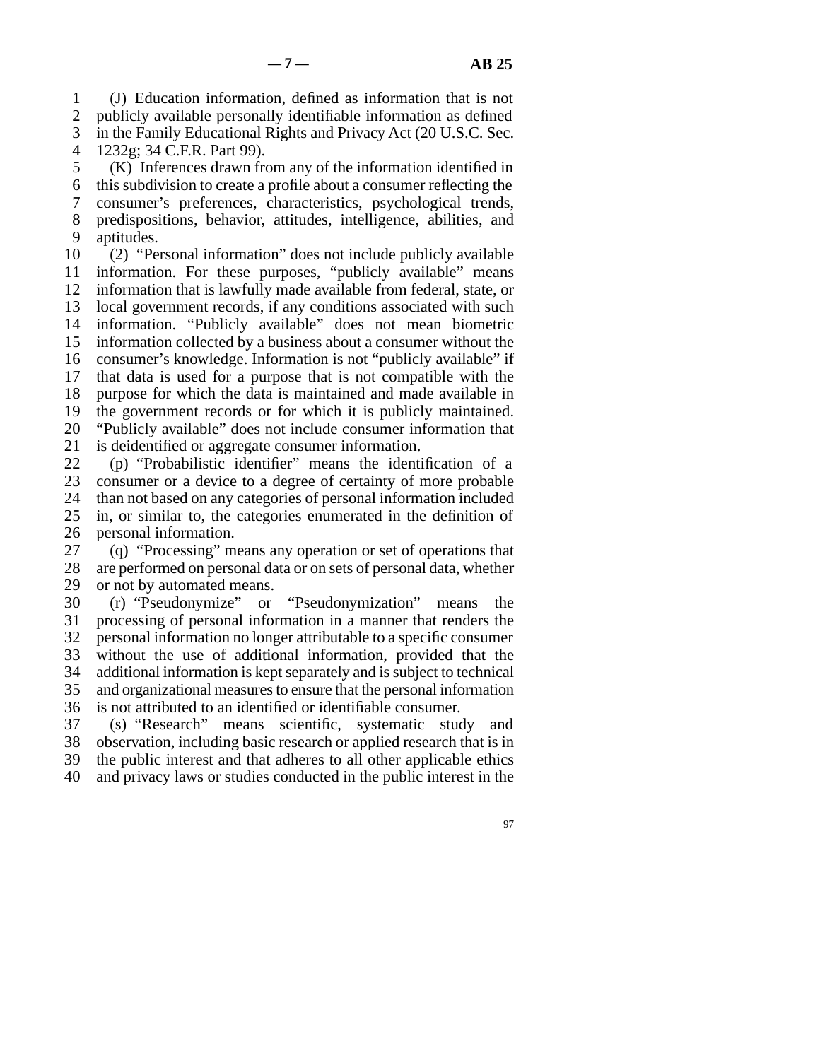(J) Education information, defined as information that is not publicly available personally identifiable information as defined in the Family Educational Rights and Privacy Act (20 U.S.C. Sec. 1232g; 34 C.F.R. Part 99).

(K) Inferences drawn from any of the information identified in this subdivision to create a profile about a consumer reflecting the consumer's preferences, characteristics, psychological trends, predispositions, behavior, attitudes, intelligence, abilities, and aptitudes.

(2) "Personal information" does not include publicly available information. For these purposes, "publicly available" means information that is lawfully made available from federal, state, or local government records, if any conditions associated with such information. "Publicly available" does not mean biometric information collected by a business about a consumer without the consumer's knowledge. Information is not "publicly available" if that data is used for a purpose that is not compatible with the purpose for which the data is maintained and made available in the government records or for which it is publicly maintained. "Publicly available" does not include consumer information that is deidentified or aggregate consumer information.

(p) "Probabilistic identifier" means the identification of a consumer or a device to a degree of certainty of more probable than not based on any categories of personal information included in, or similar to, the categories enumerated in the definition of personal information.

(q) "Processing" means any operation or set of operations that are performed on personal data or on sets of personal data, whether or not by automated means.

(r) "Pseudonymize" or "Pseudonymization" means the processing of personal information in a manner that renders the personal information no longer attributable to a specific consumer without the use of additional information, provided that the additional information is kept separately and is subject to technical and organizational measures to ensure that the personal information is not attributed to an identified or identifiable consumer.

(s) "Research" means scientific, systematic study and observation, including basic research or applied research that is in the public interest and that adheres to all other applicable ethics and privacy laws or studies conducted in the public interest in the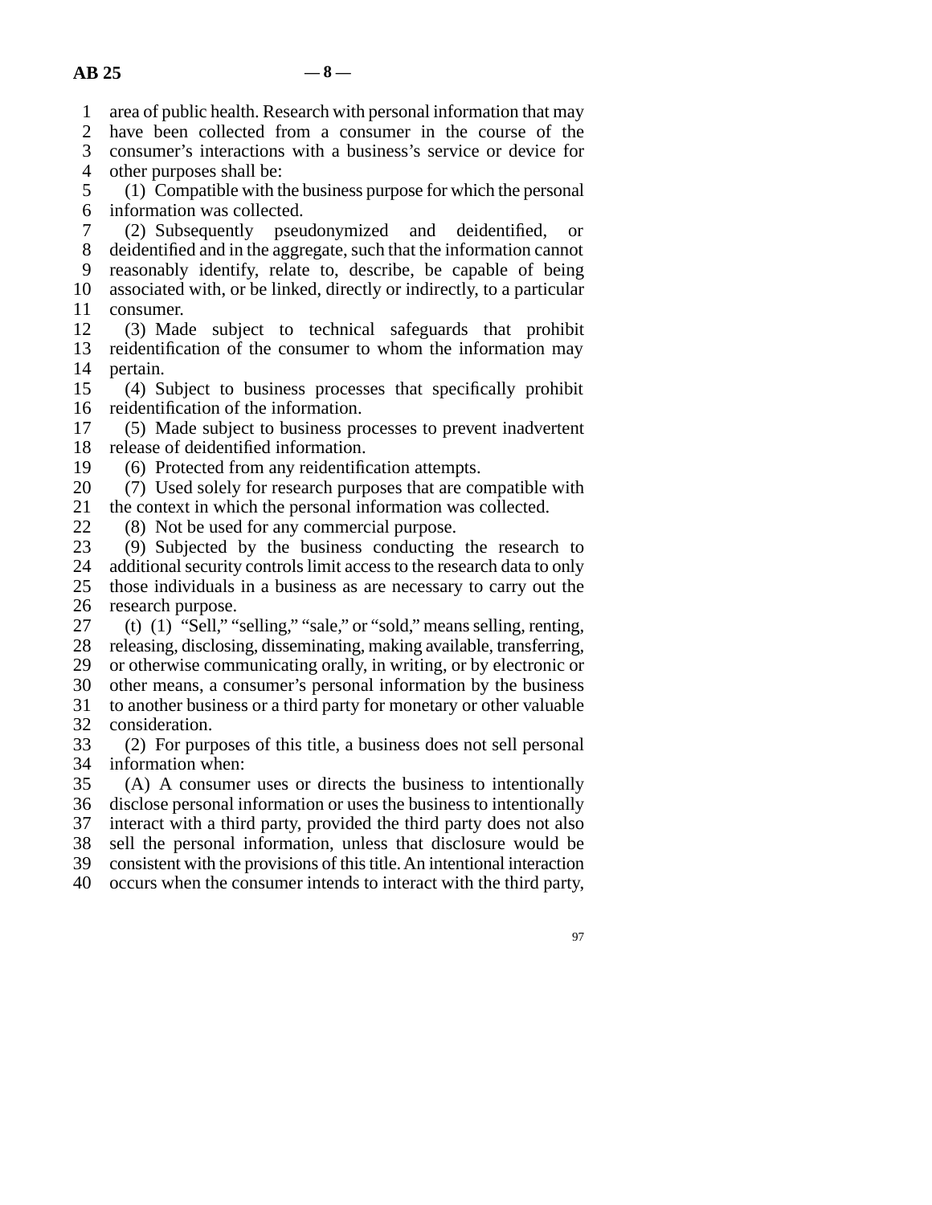area of public health. Research with personal information that may have been collected from a consumer in the course of the consumer's interactions with a business's service or device for other purposes shall be:

(1) Compatible with the business purpose for which the personal information was collected.

(2) Subsequently pseudonymized and deidentified, or deidentified and in the aggregate, such that the information cannot reasonably identify, relate to, describe, be capable of being associated with, or be linked, directly or indirectly, to a particular consumer.

(3) Made subject to technical safeguards that prohibit reidentification of the consumer to whom the information may pertain.

(4) Subject to business processes that specifically prohibit reidentification of the information.

(5) Made subject to business processes to prevent inadvertent release of deidentified information.

(6) Protected from any reidentification attempts.

(7) Used solely for research purposes that are compatible with the context in which the personal information was collected.

(8) Not be used for any commercial purpose.

(9) Subjected by the business conducting the research to additional security controls limit access to the research data to only those individuals in a business as are necessary to carry out the research purpose.

(t) (1) "Sell," "selling," "sale," or "sold," means selling, renting, releasing, disclosing, disseminating, making available, transferring, or otherwise communicating orally, in writing, or by electronic or other means, a consumer's personal information by the business to another business or a third party for monetary or other valuable consideration.

(2) For purposes of this title, a business does not sell personal information when:

(A) A consumer uses or directs the business to intentionally disclose personal information or uses the business to intentionally interact with a third party, provided the third party does not also sell the personal information, unless that disclosure would be consistent with the provisions of this title. An intentional interaction occurs when the consumer intends to interact with the third party,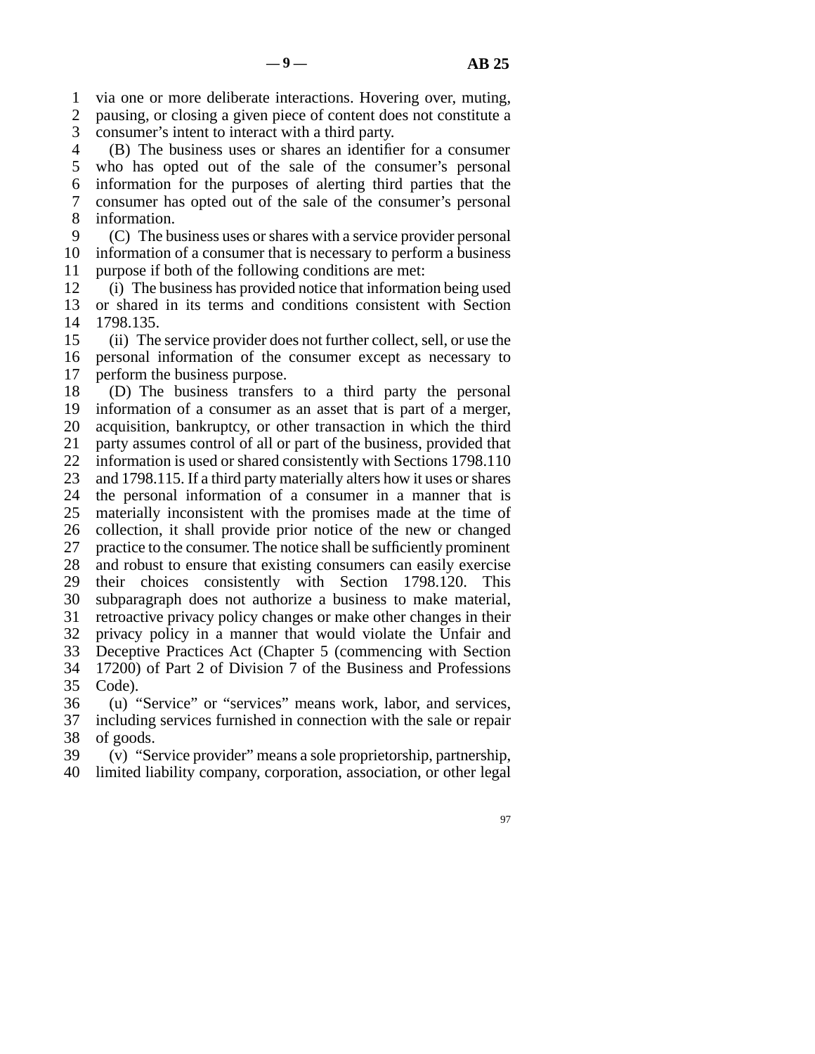via one or more deliberate interactions. Hovering over, muting, pausing, or closing a given piece of content does not constitute a consumer's intent to interact with a third party.

(B) The business uses or shares an identifier for a consumer who has opted out of the sale of the consumer's personal information for the purposes of alerting third parties that the consumer has opted out of the sale of the consumer's personal information.

(C) The business uses or shares with a service provider personal information of a consumer that is necessary to perform a business purpose if both of the following conditions are met:

(i) The business has provided notice that information being used or shared in its terms and conditions consistent with Section 1798.135.

(ii) The service provider does not further collect, sell, or use the personal information of the consumer except as necessary to perform the business purpose.

(D) The business transfers to a third party the personal information of a consumer as an asset that is part of a merger, acquisition, bankruptcy, or other transaction in which the third party assumes control of all or part of the business, provided that information is used or shared consistently with Sections 1798.110 and 1798.115. If a third party materially alters how it uses or shares the personal information of a consumer in a manner that is materially inconsistent with the promises made at the time of collection, it shall provide prior notice of the new or changed practice to the consumer. The notice shall be sufficiently prominent and robust to ensure that existing consumers can easily exercise their choices consistently with Section 1798.120. This subparagraph does not authorize a business to make material, retroactive privacy policy changes or make other changes in their privacy policy in a manner that would violate the Unfair and Deceptive Practices Act (Chapter 5 (commencing with Section 17200) of Part 2 of Division 7 of the Business and Professions Code).

(u) "Service" or "services" means work, labor, and services, including services furnished in connection with the sale or repair of goods.

(v) "Service provider" means a sole proprietorship, partnership, limited liability company, corporation, association, or other legal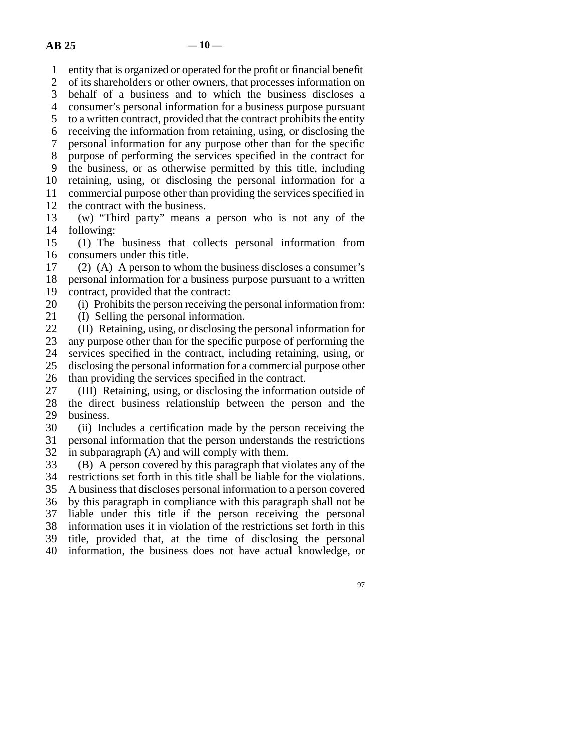entity that is organized or operated for the profit or financial benefit of its shareholders or other owners, that processes information on behalf of a business and to which the business discloses a consumer's personal information for a business purpose pursuant to a written contract, provided that the contract prohibits the entity receiving the information from retaining, using, or disclosing the personal information for any purpose other than for the specific purpose of performing the services specified in the contract for the business, or as otherwise permitted by this title, including retaining, using, or disclosing the personal information for a commercial purpose other than providing the services specified in the contract with the business.

(w) "Third party" means a person who is not any of the following:

(1) The business that collects personal information from consumers under this title.

(2) (A) A person to whom the business discloses a consumer's personal information for a business purpose pursuant to a written contract, provided that the contract:

(i) Prohibits the person receiving the personal information from:

(I) Selling the personal information.

(II) Retaining, using, or disclosing the personal information for any purpose other than for the specific purpose of performing the services specified in the contract, including retaining, using, or disclosing the personal information for a commercial purpose other than providing the services specified in the contract.

(III) Retaining, using, or disclosing the information outside of the direct business relationship between the person and the business.

(ii) Includes a certification made by the person receiving the personal information that the person understands the restrictions in subparagraph (A) and will comply with them.

(B) A person covered by this paragraph that violates any of the restrictions set forth in this title shall be liable for the violations. A business that discloses personal information to a person covered by this paragraph in compliance with this paragraph shall not be liable under this title if the person receiving the personal information uses it in violation of the restrictions set forth in this title, provided that, at the time of disclosing the personal information, the business does not have actual knowledge, or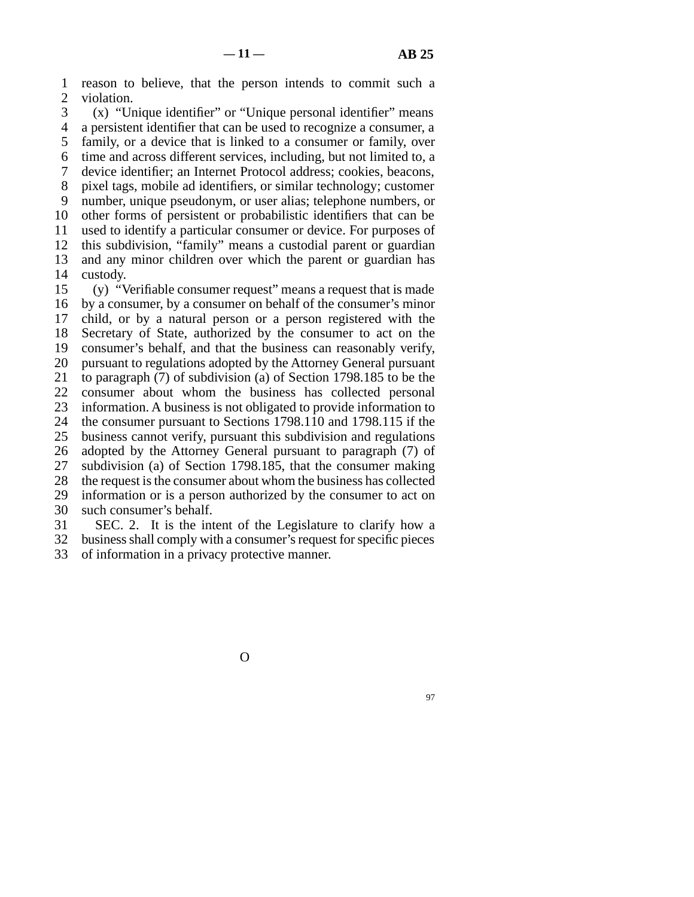reason to believe, that the person intends to commit such a violation.

(x) "Unique identifier" or "Unique personal identifier" means a persistent identifier that can be used to recognize a consumer, a family, or a device that is linked to a consumer or family, over time and across different services, including, but not limited to, a device identifier; an Internet Protocol address; cookies, beacons, pixel tags, mobile ad identifiers, or similar technology; customer number, unique pseudonym, or user alias; telephone numbers, or other forms of persistent or probabilistic identifiers that can be used to identify a particular consumer or device. For purposes of this subdivision, "family" means a custodial parent or guardian and any minor children over which the parent or guardian has custody.

(y) "Verifiable consumer request" means a request that is made by a consumer, by a consumer on behalf of the consumer's minor child, or by a natural person or a person registered with the Secretary of State, authorized by the consumer to act on the consumer's behalf, and that the business can reasonably verify, pursuant to regulations adopted by the Attorney General pursuant to paragraph (7) of subdivision (a) of Section 1798.185 to be the consumer about whom the business has collected personal information. A business is not obligated to provide information to the consumer pursuant to Sections 1798.110 and 1798.115 if the business cannot verify, pursuant this subdivision and regulations adopted by the Attorney General pursuant to paragraph (7) of subdivision (a) of Section 1798.185, that the consumer making the request is the consumer about whom the business has collected information or is a person authorized by the consumer to act on such consumer's behalf.

SEC. 2. It is the intent of the Legislature to clarify how a business shall comply with a consumer's request for specific pieces of information in a privacy protective manner.

O